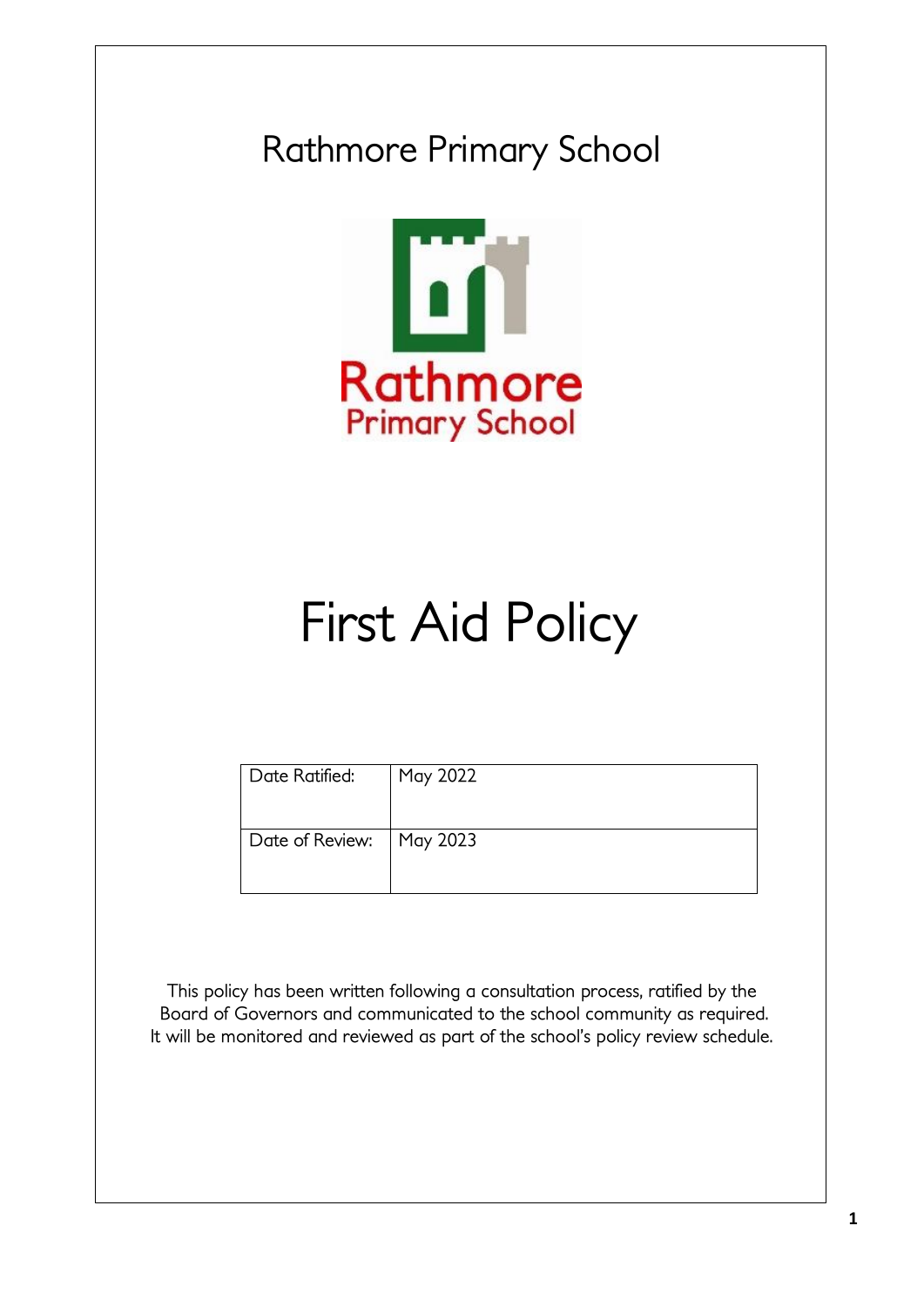# Rathmore Primary School

Rathmore
Primary School

# First Aid Policy

| Date Ratified: | May 2022 |
| --- | --- |
| Date of Review: | May 2023 |

This policy has been written following a consultation process, ratified by the Board of Governors and communicated to the school community as required. It will be monitored and reviewed as part of the school's policy review schedule.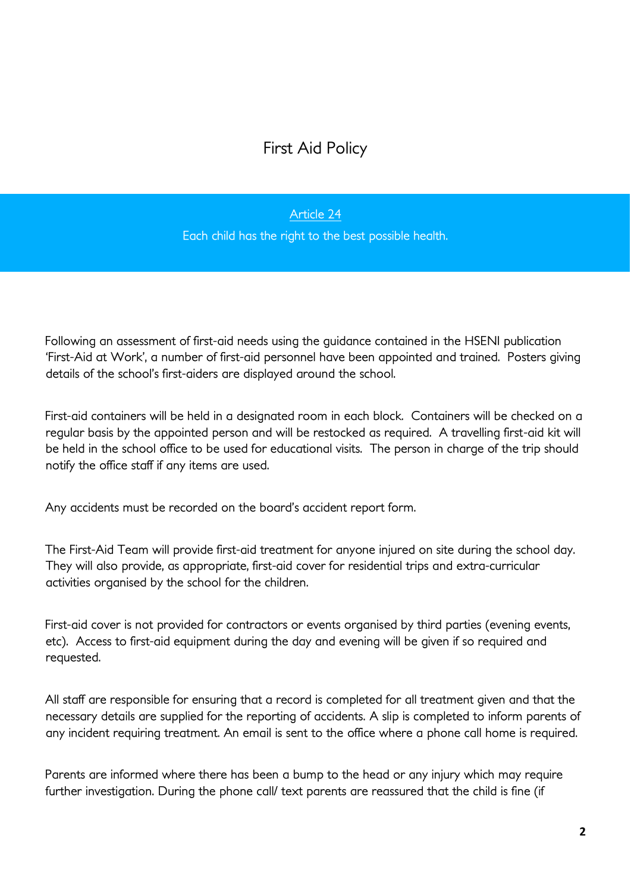# First Aid Policy

<u>Article 24</u>

Each child has the right to the best possible health.

Following an assessment of first-aid needs using the guidance contained in the HSENI publication 'First-Aid at Work', a number of first-aid personnel have been appointed and trained. Posters giving details of the school's first-aiders are displayed around the school.

First-aid containers will be held in a designated room in each block. Containers will be checked on a regular basis by the appointed person and will be restocked as required. A travelling first-aid kit will be held in the school office to be used for educational visits. The person in charge of the trip should notify the office staff if any items are used.

Any accidents must be recorded on the board's accident report form.

The First-Aid Team will provide first-aid treatment for anyone injured on site during the school day. They will also provide, as appropriate, first-aid cover for residential trips and extra-curricular activities organised by the school for the children.

First-aid cover is not provided for contractors or events organised by third parties (evening events, etc). Access to first-aid equipment during the day and evening will be given if so required and requested.

All staff are responsible for ensuring that a record is completed for all treatment given and that the necessary details are supplied for the reporting of accidents. A slip is completed to inform parents of any incident requiring treatment. An email is sent to the office where a phone call home is required.

Parents are informed where there has been a bump to the head or any injury which may require further investigation. During the phone call/ text parents are reassured that the child is fine (if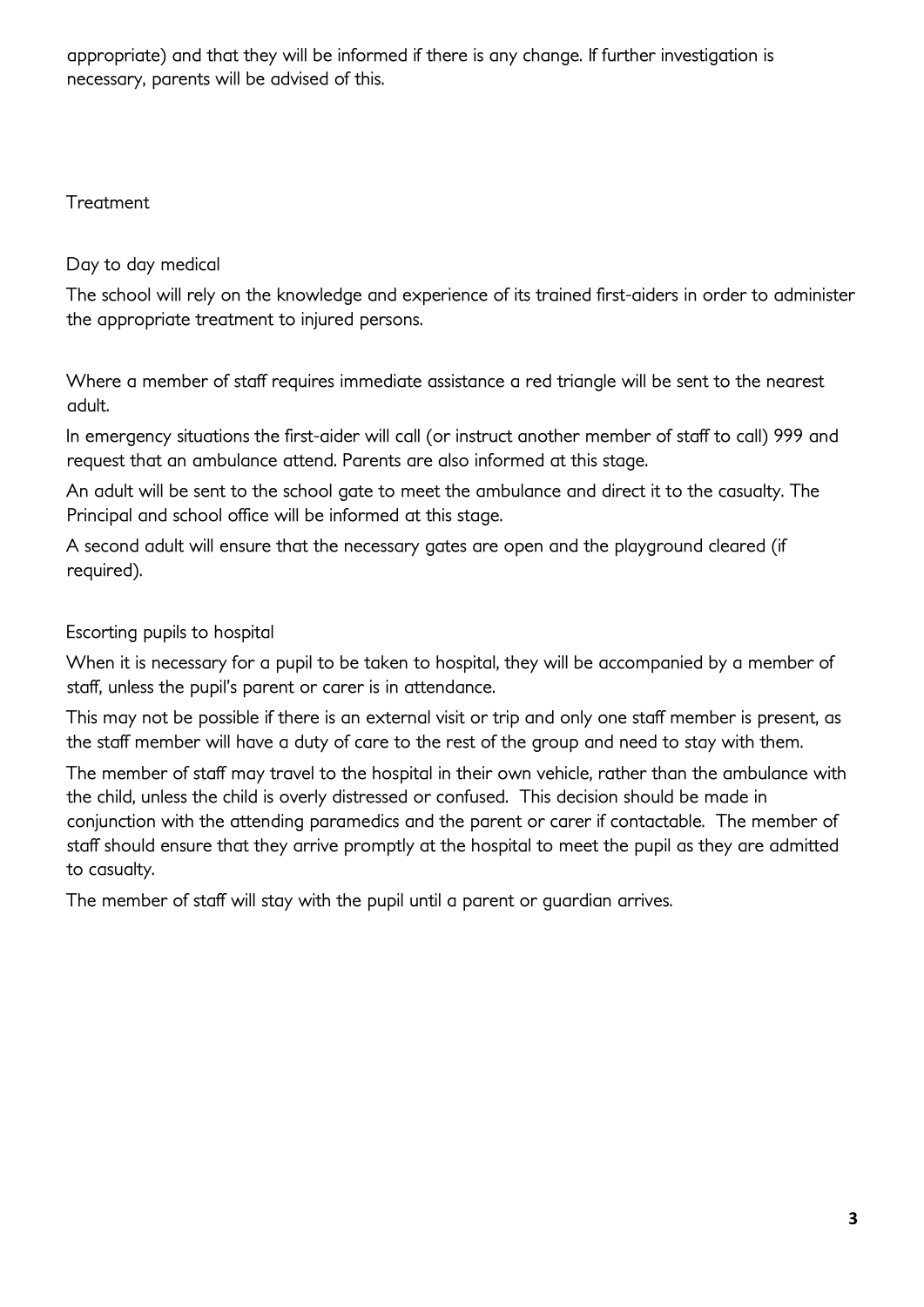appropriate) and that they will be informed if there is any change. If further investigation is necessary, parents will be advised of this.

## Treatment

### Day to day medical

The school will rely on the knowledge and experience of its trained first-aiders in order to administer the appropriate treatment to injured persons.

Where a member of staff requires immediate assistance a red triangle will be sent to the nearest adult.

In emergency situations the first-aider will call (or instruct another member of staff to call) 999 and request that an ambulance attend. Parents are also informed at this stage.

An adult will be sent to the school gate to meet the ambulance and direct it to the casualty. The Principal and school office will be informed at this stage.

A second adult will ensure that the necessary gates are open and the playground cleared (if required).

### Escorting pupils to hospital

When it is necessary for a pupil to be taken to hospital, they will be accompanied by a member of staff, unless the pupil's parent or carer is in attendance.

This may not be possible if there is an external visit or trip and only one staff member is present, as the staff member will have a duty of care to the rest of the group and need to stay with them.

The member of staff may travel to the hospital in their own vehicle, rather than the ambulance with the child, unless the child is overly distressed or confused. This decision should be made in conjunction with the attending paramedics and the parent or carer if contactable. The member of staff should ensure that they arrive promptly at the hospital to meet the pupil as they are admitted to casualty.

The member of staff will stay with the pupil until a parent or guardian arrives.